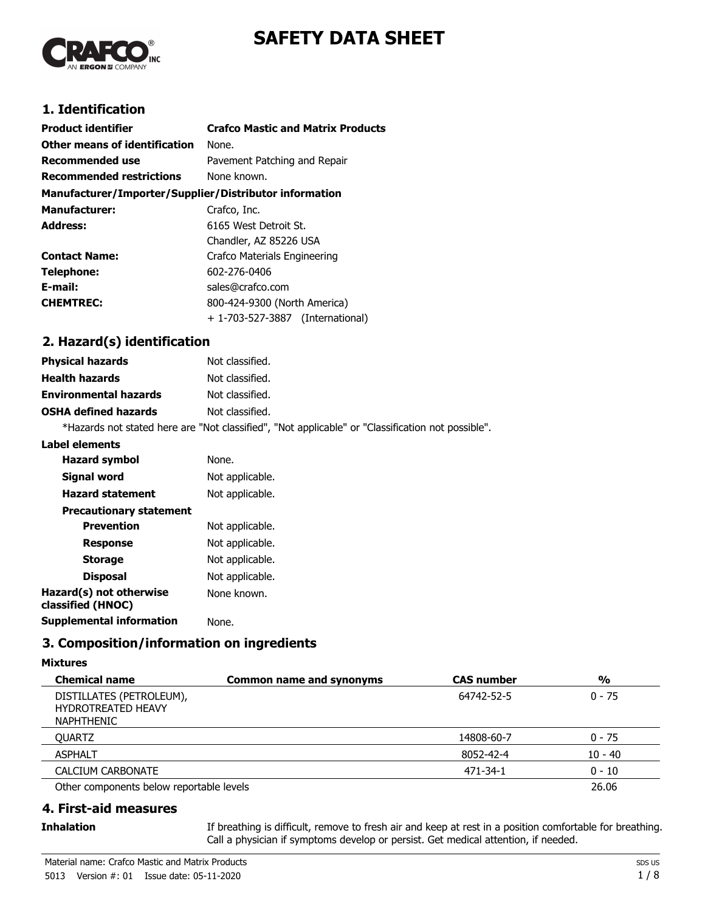# SAFETY DATA SHEET

## 1. Identification

| | |
|---|---|
| **Product identifier** | **Crafco Mastic and Matrix Products** |
| **Other means of identification** | None. |
| **Recommended use** | Pavement Patching and Repair |
| **Recommended restrictions** | None known. |

**Manufacturer/Importer/Supplier/Distributor information**

| | |
|---|---|
| **Manufacturer:** | Crafco, Inc. |
| **Address:** | 6165 West Detroit St.<br>Chandler, AZ 85226 USA |
| **Contact Name:** | Crafco Materials Engineering |
| **Telephone:** | 602-276-0406 |
| **E-mail:** | sales@crafco.com |
| **CHEMTREC:** | 800-424-9300 (North America)<br>+ 1-703-527-3887 (International) |

## 2. Hazard(s) identification

| | |
|---|---|
| **Physical hazards** | Not classified. |
| **Health hazards** | Not classified. |
| **Environmental hazards** | Not classified. |
| **OSHA defined hazards** | Not classified. |

*Hazards not stated here are "Not classified", "Not applicable" or "Classification not possible".

**Label elements**

| | |
|---|---|
| **Hazard symbol** | None. |
| **Signal word** | Not applicable. |
| **Hazard statement** | Not applicable. |
| **Precautionary statement** | |
| **Prevention** | Not applicable. |
| **Response** | Not applicable. |
| **Storage** | Not applicable. |
| **Disposal** | Not applicable. |
| **Hazard(s) not otherwise classified (HNOC)** | None known. |
| **Supplemental information** | None. |

## 3. Composition/information on ingredients

**Mixtures**

| Chemical name | Common name and synonyms | CAS number | % |
|---|---|---|---|
| DISTILLATES (PETROLEUM), HYDROTREATED HEAVY NAPHTHENIC | | 64742-52-5 | 0 - 75 |
| QUARTZ | | 14808-60-7 | 0 - 75 |
| ASPHALT | | 8052-42-4 | 10 - 40 |
| CALCIUM CARBONATE | | 471-34-1 | 0 - 10 |
| Other components below reportable levels | | | 26.06 |

## 4. First-aid measures

**Inhalation** If breathing is difficult, remove to fresh air and keep at rest in a position comfortable for breathing. Call a physician if symptoms develop or persist. Get medical attention, if needed.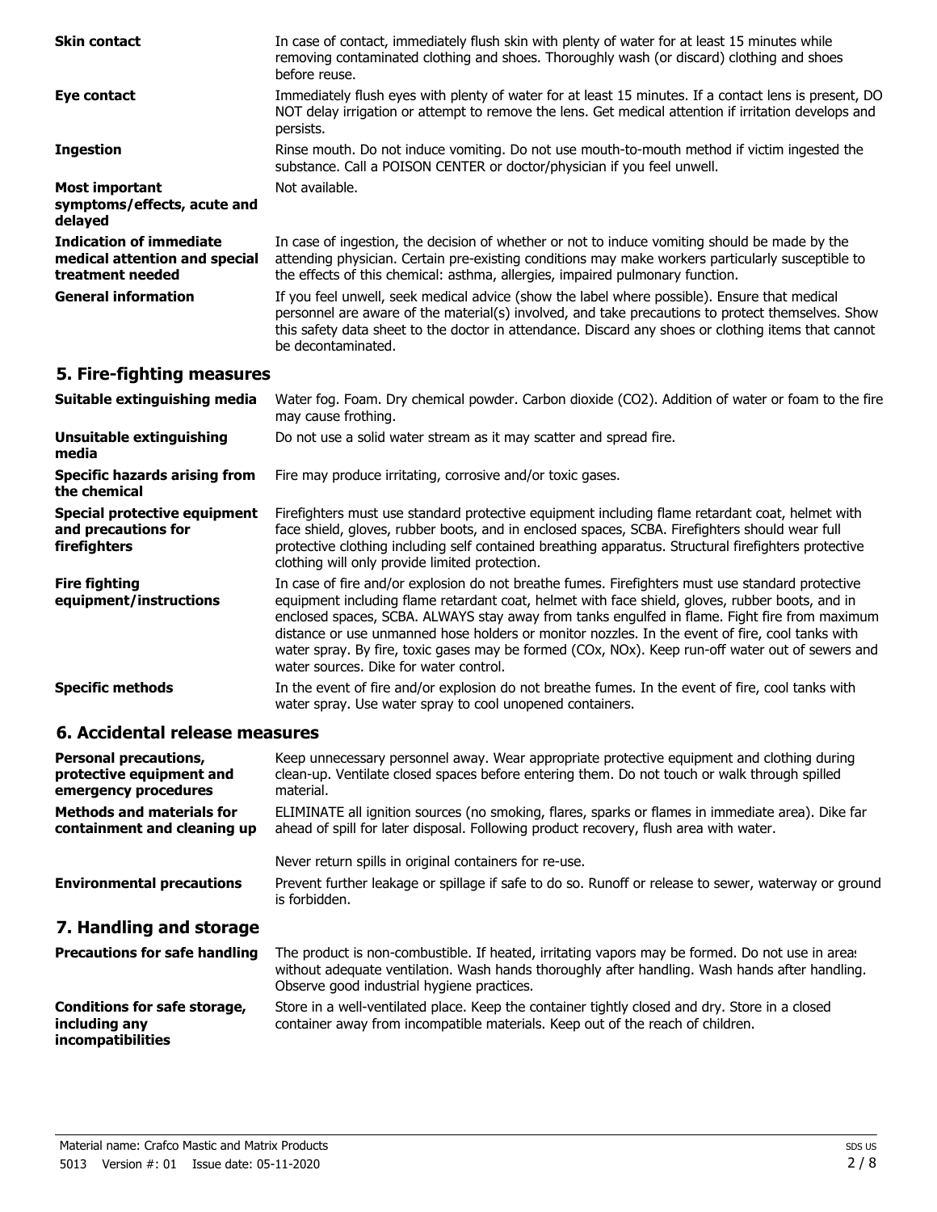| | |
|---|---|
| **Skin contact** | In case of contact, immediately flush skin with plenty of water for at least 15 minutes while removing contaminated clothing and shoes. Thoroughly wash (or discard) clothing and shoes before reuse. |
| **Eye contact** | Immediately flush eyes with plenty of water for at least 15 minutes. If a contact lens is present, DO NOT delay irrigation or attempt to remove the lens. Get medical attention if irritation develops and persists. |
| **Ingestion** | Rinse mouth. Do not induce vomiting. Do not use mouth-to-mouth method if victim ingested the substance. Call a POISON CENTER or doctor/physician if you feel unwell. |
| **Most important symptoms/effects, acute and delayed** | Not available. |
| **Indication of immediate medical attention and special treatment needed** | In case of ingestion, the decision of whether or not to induce vomiting should be made by the attending physician. Certain pre-existing conditions may make workers particularly susceptible to the effects of this chemical: asthma, allergies, impaired pulmonary function. |
| **General information** | If you feel unwell, seek medical advice (show the label where possible). Ensure that medical personnel are aware of the material(s) involved, and take precautions to protect themselves. Show this safety data sheet to the doctor in attendance. Discard any shoes or clothing items that cannot be decontaminated. |

## 5. Fire-fighting measures

| | |
|---|---|
| **Suitable extinguishing media** | Water fog. Foam. Dry chemical powder. Carbon dioxide ($CO_2$). Addition of water or foam to the fire may cause frothing. |
| **Unsuitable extinguishing media** | Do not use a solid water stream as it may scatter and spread fire. |
| **Specific hazards arising from the chemical** | Fire may produce irritating, corrosive and/or toxic gases. |
| **Special protective equipment and precautions for firefighters** | Firefighters must use standard protective equipment including flame retardant coat, helmet with face shield, gloves, rubber boots, and in enclosed spaces, SCBA. Firefighters should wear full protective clothing including self contained breathing apparatus. Structural firefighters protective clothing will only provide limited protection. |
| **Fire fighting equipment/instructions** | In case of fire and/or explosion do not breathe fumes. Firefighters must use standard protective equipment including flame retardant coat, helmet with face shield, gloves, rubber boots, and in enclosed spaces, SCBA. ALWAYS stay away from tanks engulfed in flame. Fight fire from maximum distance or use unmanned hose holders or monitor nozzles. In the event of fire, cool tanks with water spray. By fire, toxic gases may be formed ($CO_x$, $NO_x$). Keep run-off water out of sewers and water sources. Dike for water control. |
| **Specific methods** | In the event of fire and/or explosion do not breathe fumes. In the event of fire, cool tanks with water spray. Use water spray to cool unopened containers. |

## 6. Accidental release measures

| | |
|---|---|
| **Personal precautions, protective equipment and emergency procedures** | Keep unnecessary personnel away. Wear appropriate protective equipment and clothing during clean-up. Ventilate closed spaces before entering them. Do not touch or walk through spilled material. |
| **Methods and materials for containment and cleaning up** | ELIMINATE all ignition sources (no smoking, flares, sparks or flames in immediate area). Dike far ahead of spill for later disposal. Following product recovery, flush area with water.<br><br>Never return spills in original containers for re-use. |
| **Environmental precautions** | Prevent further leakage or spillage if safe to do so. Runoff or release to sewer, waterway or ground is forbidden. |

## 7. Handling and storage

| | |
|---|---|
| **Precautions for safe handling** | The product is non-combustible. If heated, irritating vapors may be formed. Do not use in areas without adequate ventilation. Wash hands thoroughly after handling. Wash hands after handling. Observe good industrial hygiene practices. |
| **Conditions for safe storage, including any incompatibilities** | Store in a well-ventilated place. Keep the container tightly closed and dry. Store in a closed container away from incompatible materials. Keep out of the reach of children. |

Material name: Crafco Mastic and Matrix Products
5013 Version #: 01 Issue date: 05-11-2020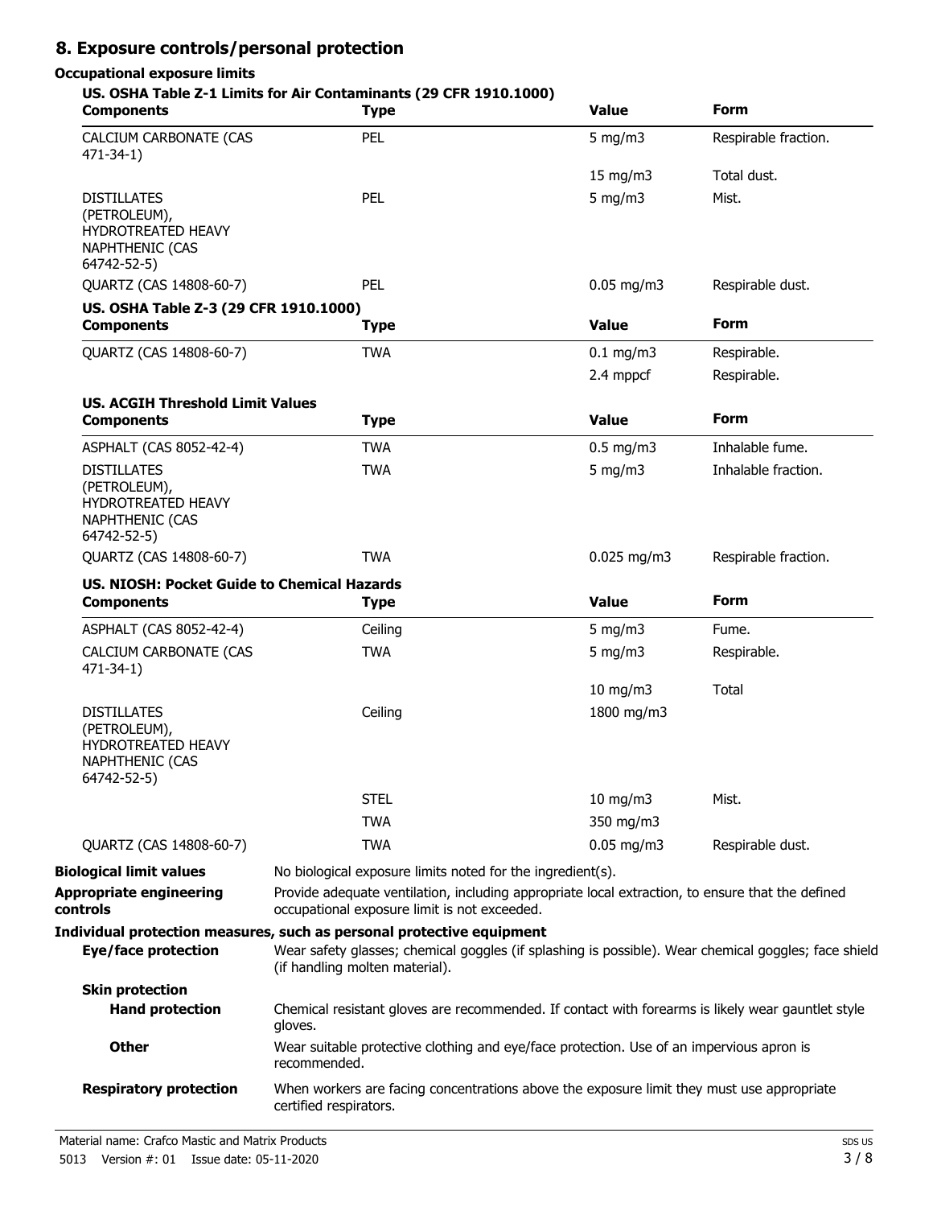## 8. Exposure controls/personal protection

### Occupational exposure limits

**US. OSHA Table Z-1 Limits for Air Contaminants (29 CFR 1910.1000)**

| Components | Type | Value | Form |
|---|---|---|---|
| CALCIUM CARBONATE (CAS 471-34-1) | PEL | 5 mg/m3 | Respirable fraction. |
| | | 15 mg/m3 | Total dust. |
| DISTILLATES (PETROLEUM), HYDROTREATED HEAVY NAPHTHENIC (CAS 64742-52-5) | PEL | 5 mg/m3 | Mist. |
| QUARTZ (CAS 14808-60-7) | PEL | 0.05 mg/m3 | Respirable dust. |

**US. OSHA Table Z-3 (29 CFR 1910.1000)**

| Components | Type | Value | Form |
|---|---|---|---|
| QUARTZ (CAS 14808-60-7) | TWA | 0.1 mg/m3 | Respirable. |
| | | 2.4 mppcf | Respirable. |

**US. ACGIH Threshold Limit Values**

| Components | Type | Value | Form |
|---|---|---|---|
| ASPHALT (CAS 8052-42-4) | TWA | 0.5 mg/m3 | Inhalable fume. |
| DISTILLATES (PETROLEUM), HYDROTREATED HEAVY NAPHTHENIC (CAS 64742-52-5) | TWA | 5 mg/m3 | Inhalable fraction. |
| QUARTZ (CAS 14808-60-7) | TWA | 0.025 mg/m3 | Respirable fraction. |

**US. NIOSH: Pocket Guide to Chemical Hazards**

| Components | Type | Value | Form |
|---|---|---|---|
| ASPHALT (CAS 8052-42-4) | Ceiling | 5 mg/m3 | Fume. |
| CALCIUM CARBONATE (CAS 471-34-1) | TWA | 5 mg/m3 | Respirable. |
| | | 10 mg/m3 | Total |
| DISTILLATES (PETROLEUM), HYDROTREATED HEAVY NAPHTHENIC (CAS 64742-52-5) | Ceiling | 1800 mg/m3 | |
| | STEL | 10 mg/m3 | Mist. |
| | TWA | 350 mg/m3 | |
| QUARTZ (CAS 14808-60-7) | TWA | 0.05 mg/m3 | Respirable dust. |

**Biological limit values**
No biological exposure limits noted for the ingredient(s).

**Appropriate engineering controls**
Provide adequate ventilation, including appropriate local extraction, to ensure that the defined occupational exposure limit is not exceeded.

**Individual protection measures, such as personal protective equipment**

**Eye/face protection**
Wear safety glasses; chemical goggles (if splashing is possible). Wear chemical goggles; face shield (if handling molten material).

**Skin protection**

**Hand protection**
Chemical resistant gloves are recommended. If contact with forearms is likely wear gauntlet style gloves.

**Other**
Wear suitable protective clothing and eye/face protection. Use of an impervious apron is recommended.

**Respiratory protection**
When workers are facing concentrations above the exposure limit they must use appropriate certified respirators.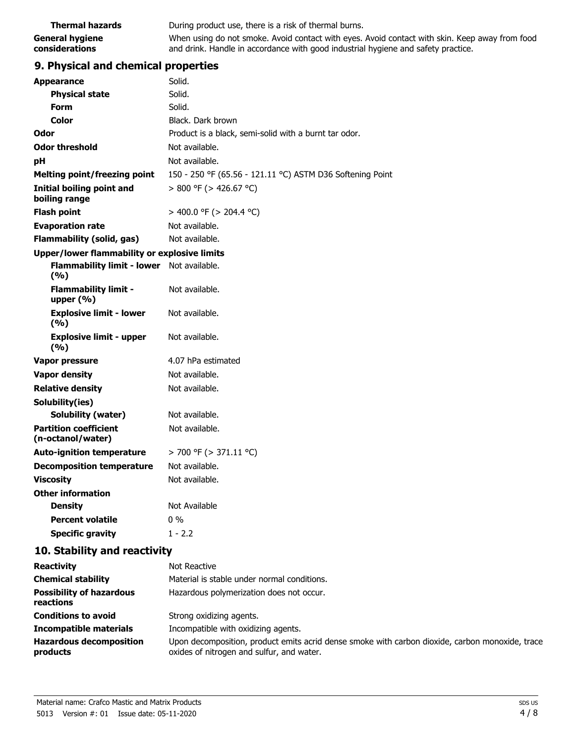| | |
|---|---|
| **Thermal hazards** | During product use, there is a risk of thermal burns. |
| **General hygiene considerations** | When using do not smoke. Avoid contact with eyes. Avoid contact with skin. Keep away from food and drink. Handle in accordance with good industrial hygiene and safety practice. |

## 9. Physical and chemical properties

| | |
|---|---|
| **Appearance** | Solid. |
| **Physical state** | Solid. |
| **Form** | Solid. |
| **Color** | Black. Dark brown |
| **Odor** | Product is a black, semi-solid with a burnt tar odor. |
| **Odor threshold** | Not available. |
| **pH** | Not available. |
| **Melting point/freezing point** | 150 - 250 °F (65.56 - 121.11 °C) ASTM D36 Softening Point |
| **Initial boiling point and boiling range** | > 800 °F (> 426.67 °C) |
| **Flash point** | > 400.0 °F (> 204.4 °C) |
| **Evaporation rate** | Not available. |
| **Flammability (solid, gas)** | Not available. |
| **Upper/lower flammability or explosive limits** | |
| **Flammability limit - lower (%)** | Not available. |
| **Flammability limit - upper (%)** | Not available. |
| **Explosive limit - lower (%)** | Not available. |
| **Explosive limit - upper (%)** | Not available. |
| **Vapor pressure** | 4.07 hPa estimated |
| **Vapor density** | Not available. |
| **Relative density** | Not available. |
| **Solubility(ies)** | |
| **Solubility (water)** | Not available. |
| **Partition coefficient (n-octanol/water)** | Not available. |
| **Auto-ignition temperature** | > 700 °F (> 371.11 °C) |
| **Decomposition temperature** | Not available. |
| **Viscosity** | Not available. |
| **Other information** | |
| **Density** | Not Available |
| **Percent volatile** | 0 % |
| **Specific gravity** | 1 - 2.2 |

## 10. Stability and reactivity

| | |
|---|---|
| **Reactivity** | Not Reactive |
| **Chemical stability** | Material is stable under normal conditions. |
| **Possibility of hazardous reactions** | Hazardous polymerization does not occur. |
| **Conditions to avoid** | Strong oxidizing agents. |
| **Incompatible materials** | Incompatible with oxidizing agents. |
| **Hazardous decomposition products** | Upon decomposition, product emits acrid dense smoke with carbon dioxide, carbon monoxide, trace oxides of nitrogen and sulfur, and water. |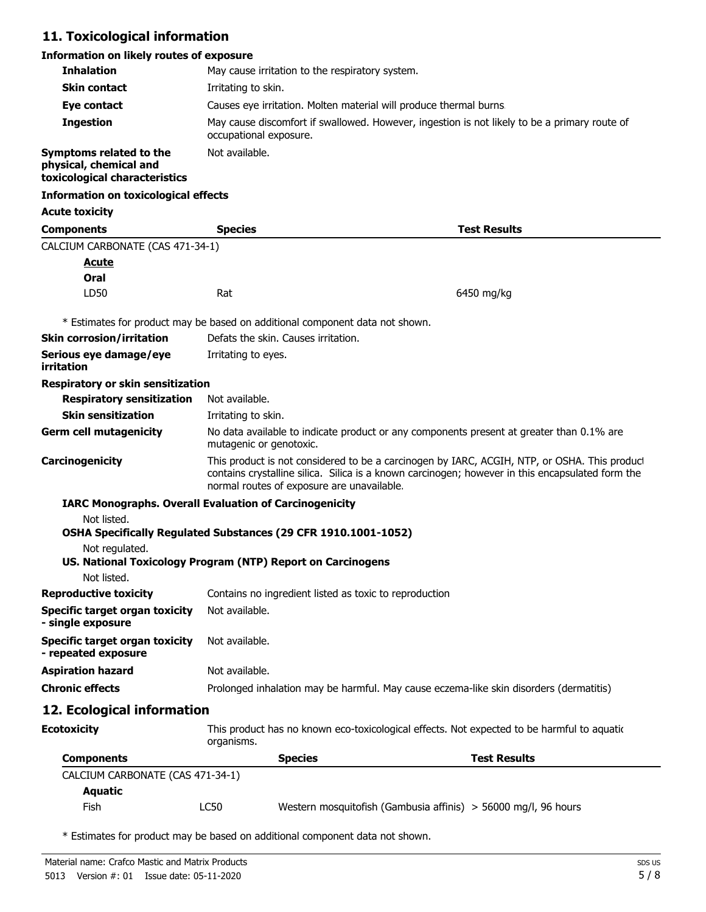## 11. Toxicological information

**Information on likely routes of exposure**

| | |
|---|---|
| **Inhalation** | May cause irritation to the respiratory system. |
| **Skin contact** | Irritating to skin. |
| **Eye contact** | Causes eye irritation. Molten material will produce thermal burns. |
| **Ingestion** | May cause discomfort if swallowed. However, ingestion is not likely to be a primary route of occupational exposure. |
| **Symptoms related to the physical, chemical and toxicological characteristics** | Not available. |

**Information on toxicological effects**

**Acute toxicity**

| Components | Species | Test Results |
|---|---|---|
| CALCIUM CARBONATE (CAS 471-34-1) | | |
| ***Acute*** | | |
| **Oral** | | |
| LD50 | Rat | 6450 mg/kg |

* Estimates for product may be based on additional component data not shown.

| | |
|---|---|
| **Skin corrosion/irritation** | Defats the skin. Causes irritation. |
| **Serious eye damage/eye irritation** | Irritating to eyes. |

**Respiratory or skin sensitization**

| | |
|---|---|
| **Respiratory sensitization** | Not available. |
| **Skin sensitization** | Irritating to skin. |
| **Germ cell mutagenicity** | No data available to indicate product or any components present at greater than 0.1% are mutagenic or genotoxic. |
| **Carcinogenicity** | This product is not considered to be a carcinogen by IARC, ACGIH, NTP, or OSHA. This product contains crystalline silica. Silica is a known carcinogen; however in this encapsulated form the normal routes of exposure are unavailable. |

**IARC Monographs. Overall Evaluation of Carcinogenicity**

Not listed.

**OSHA Specifically Regulated Substances (29 CFR 1910.1001-1052)**

Not regulated.

**US. National Toxicology Program (NTP) Report on Carcinogens**

Not listed.

| | |
|---|---|
| **Reproductive toxicity** | Contains no ingredient listed as toxic to reproduction |
| **Specific target organ toxicity - single exposure** | Not available. |
| **Specific target organ toxicity - repeated exposure** | Not available. |
| **Aspiration hazard** | Not available. |
| **Chronic effects** | Prolonged inhalation may be harmful. May cause eczema-like skin disorders (dermatitis) |

## 12. Ecological information

**Ecotoxicity** This product has no known eco-toxicological effects. Not expected to be harmful to aquatic organisms.

| Components | | Species | Test Results |
|---|---|---|---|
| CALCIUM CARBONATE (CAS 471-34-1) | | | |
| **Aquatic** | | | |
| Fish | LC50 | Western mosquitofish (Gambusia affinis) | > 56000 mg/l, 96 hours |

* Estimates for product may be based on additional component data not shown.

Material name: Crafco Mastic and Matrix Products
5013 Version #: 01 Issue date: 05-11-2020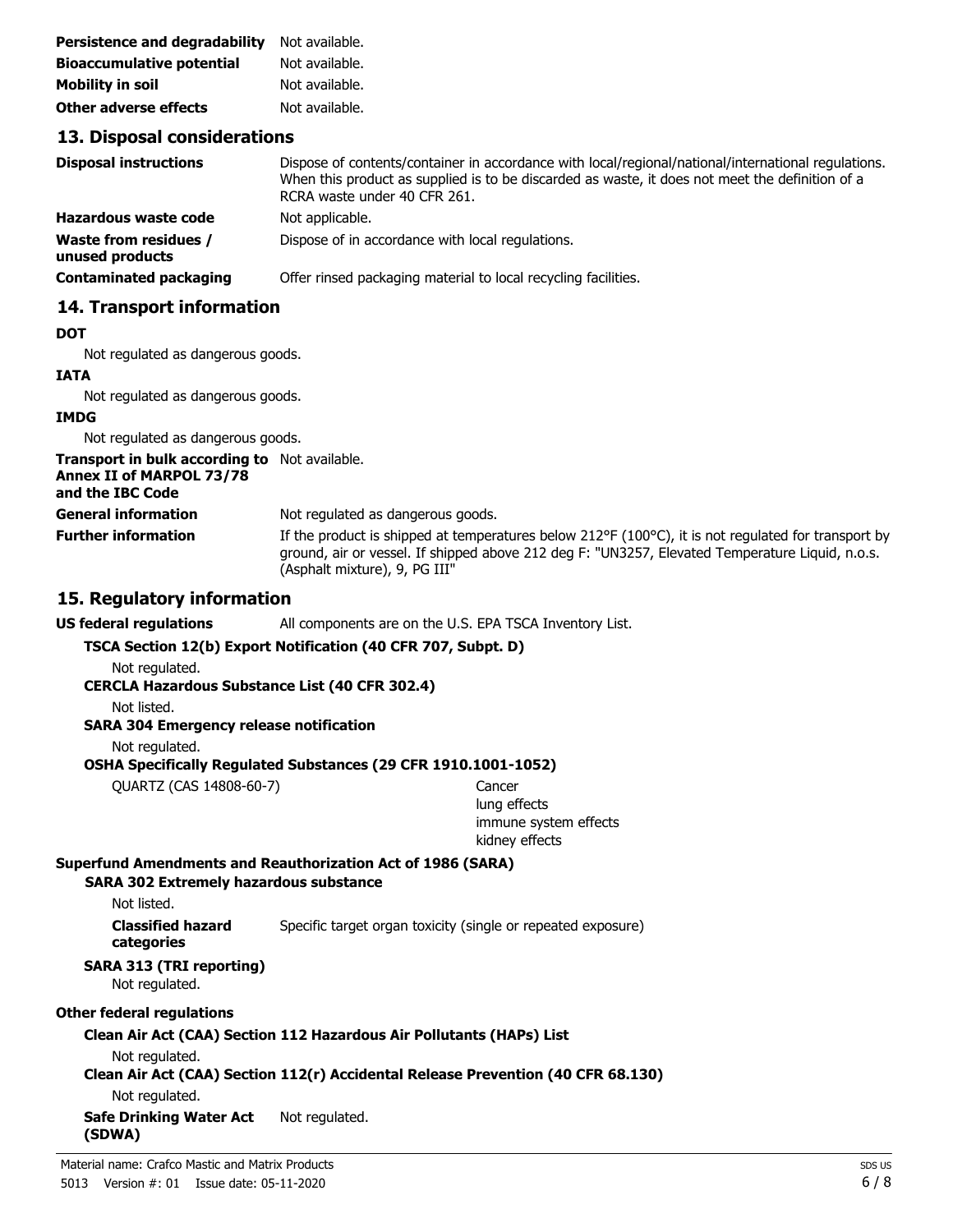| | |
|---|---|
| **Persistence and degradability** | Not available. |
| **Bioaccumulative potential** | Not available. |
| **Mobility in soil** | Not available. |
| **Other adverse effects** | Not available. |

## 13. Disposal considerations

| | |
|---|---|
| **Disposal instructions** | Dispose of contents/container in accordance with local/regional/national/international regulations. When this product as supplied is to be discarded as waste, it does not meet the definition of a RCRA waste under 40 CFR 261. |
| **Hazardous waste code** | Not applicable. |
| **Waste from residues / unused products** | Dispose of in accordance with local regulations. |
| **Contaminated packaging** | Offer rinsed packaging material to local recycling facilities. |

## 14. Transport information

**DOT**

Not regulated as dangerous goods.

**IATA**

Not regulated as dangerous goods.

**IMDG**

Not regulated as dangerous goods.

| | |
|---|---|
| **Transport in bulk according to Annex II of MARPOL 73/78 and the IBC Code** | Not available. |
| **General information** | Not regulated as dangerous goods. |
| **Further information** | If the product is shipped at temperatures below 212°F (100°C), it is not regulated for transport by ground, air or vessel. If shipped above 212 deg F: "UN3257, Elevated Temperature Liquid, n.o.s. (Asphalt mixture), 9, PG III" |

## 15. Regulatory information

**US federal regulations** All components are on the U.S. EPA TSCA Inventory List.

**TSCA Section 12(b) Export Notification (40 CFR 707, Subpt. D)**

Not regulated.

**CERCLA Hazardous Substance List (40 CFR 302.4)**

Not listed.

**SARA 304 Emergency release notification**

Not regulated.

**OSHA Specifically Regulated Substances (29 CFR 1910.1001-1052)**

| | |
|---|---|
| QUARTZ (CAS 14808-60-7) | Cancer<br>lung effects<br>immune system effects<br>kidney effects |

**Superfund Amendments and Reauthorization Act of 1986 (SARA)**

**SARA 302 Extremely hazardous substance**

Not listed.

**Classified hazard categories** Specific target organ toxicity (single or repeated exposure)

**SARA 313 (TRI reporting)**

Not regulated.

**Other federal regulations**

**Clean Air Act (CAA) Section 112 Hazardous Air Pollutants (HAPs) List**

Not regulated.

**Clean Air Act (CAA) Section 112(r) Accidental Release Prevention (40 CFR 68.130)**

Not regulated.

**Safe Drinking Water Act (SDWA)** Not regulated.

Material name: Crafco Mastic and Matrix Products

5013 Version #: 01 Issue date: 05-11-2020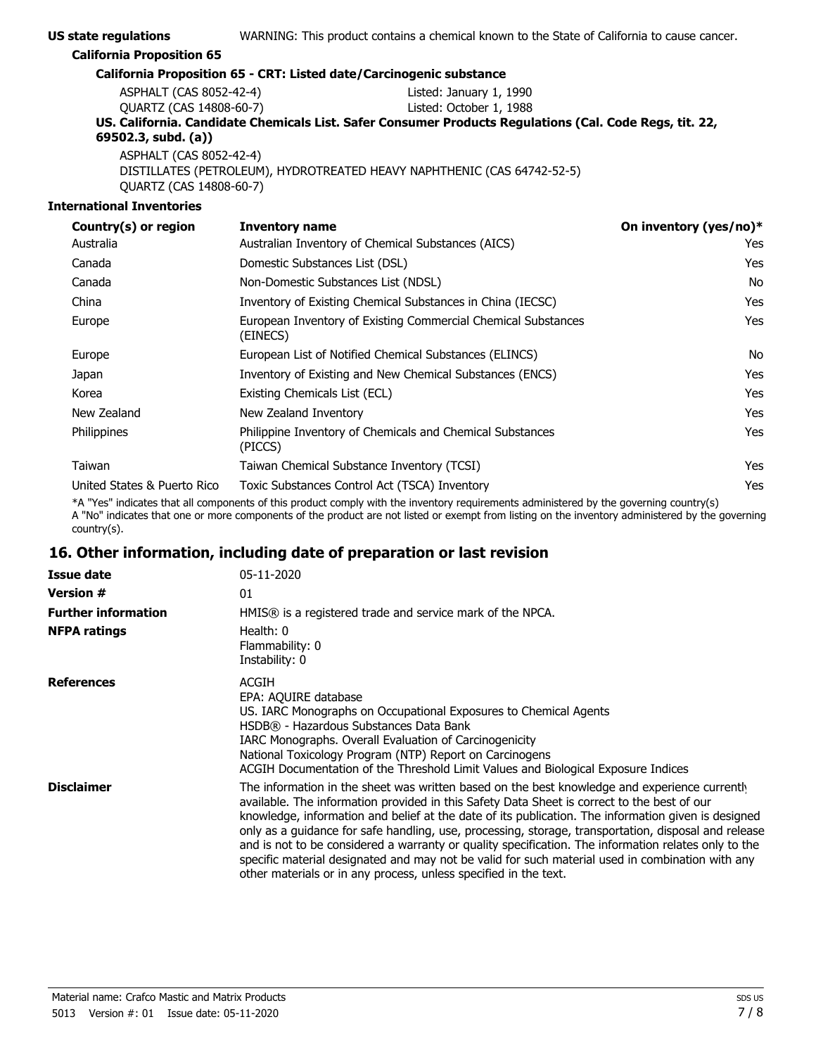**US state regulations** WARNING: This product contains a chemical known to the State of California to cause cancer.

**California Proposition 65**

**California Proposition 65 - CRT: Listed date/Carcinogenic substance**

ASPHALT (CAS 8052-42-4) Listed: January 1, 1990
QUARTZ (CAS 14808-60-7) Listed: October 1, 1988

**US. California. Candidate Chemicals List. Safer Consumer Products Regulations (Cal. Code Regs, tit. 22, 69502.3, subd. (a))**

ASPHALT (CAS 8052-42-4)
DISTILLATES (PETROLEUM), HYDROTREATED HEAVY NAPHTHENIC (CAS 64742-52-5)
QUARTZ (CAS 14808-60-7)

**International Inventories**

| Country(s) or region | Inventory name | On inventory (yes/no)* |
|---|---|---|
| Australia | Australian Inventory of Chemical Substances (AICS) | Yes |
| Canada | Domestic Substances List (DSL) | Yes |
| Canada | Non-Domestic Substances List (NDSL) | No |
| China | Inventory of Existing Chemical Substances in China (IECSC) | Yes |
| Europe | European Inventory of Existing Commercial Chemical Substances (EINECS) | Yes |
| Europe | European List of Notified Chemical Substances (ELINCS) | No |
| Japan | Inventory of Existing and New Chemical Substances (ENCS) | Yes |
| Korea | Existing Chemicals List (ECL) | Yes |
| New Zealand | New Zealand Inventory | Yes |
| Philippines | Philippine Inventory of Chemicals and Chemical Substances (PICCS) | Yes |
| Taiwan | Taiwan Chemical Substance Inventory (TCSI) | Yes |
| United States & Puerto Rico | Toxic Substances Control Act (TSCA) Inventory | Yes |

*A "Yes" indicates that all components of this product comply with the inventory requirements administered by the governing country(s)
A "No" indicates that one or more components of the product are not listed or exempt from listing on the inventory administered by the governing country(s).

## 16. Other information, including date of preparation or last revision

**Issue date** 05-11-2020

**Version #** 01

**Further information** HMIS® is a registered trade and service mark of the NPCA.

**NFPA ratings**
Health: 0
Flammability: 0
Instability: 0

**References**
ACGIH
EPA: AQUIRE database
US. IARC Monographs on Occupational Exposures to Chemical Agents
HSDB® - Hazardous Substances Data Bank
IARC Monographs. Overall Evaluation of Carcinogenicity
National Toxicology Program (NTP) Report on Carcinogens
ACGIH Documentation of the Threshold Limit Values and Biological Exposure Indices

**Disclaimer** The information in the sheet was written based on the best knowledge and experience currently available. The information provided in this Safety Data Sheet is correct to the best of our knowledge, information and belief at the date of its publication. The information given is designed only as a guidance for safe handling, use, processing, storage, transportation, disposal and release and is not to be considered a warranty or quality specification. The information relates only to the specific material designated and may not be valid for such material used in combination with any other materials or in any process, unless specified in the text.

Material name: Crafco Mastic and Matrix Products
5013 Version #: 01 Issue date: 05-11-2020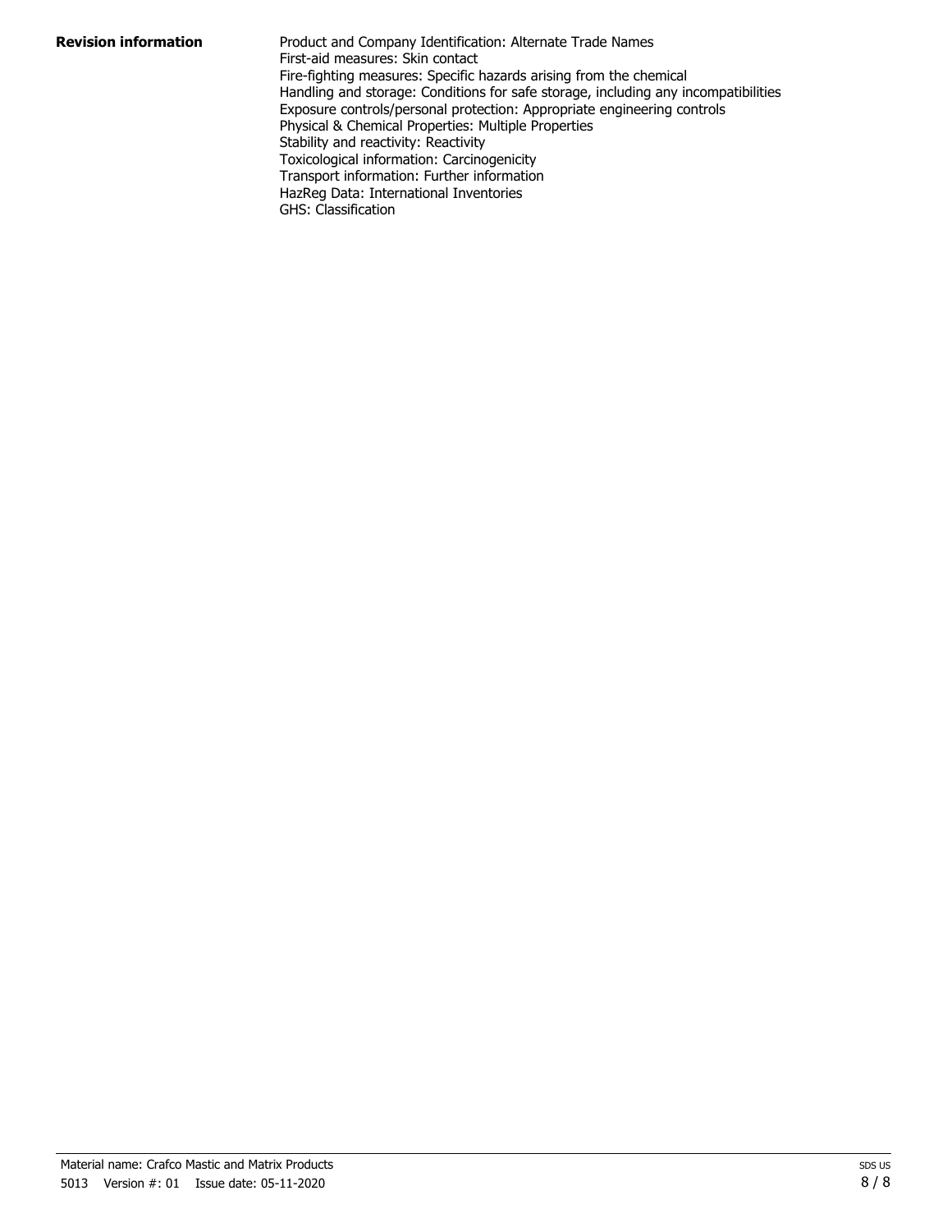**Revision information**

Product and Company Identification: Alternate Trade Names
First-aid measures: Skin contact
Fire-fighting measures: Specific hazards arising from the chemical
Handling and storage: Conditions for safe storage, including any incompatibilities
Exposure controls/personal protection: Appropriate engineering controls
Physical & Chemical Properties: Multiple Properties
Stability and reactivity: Reactivity
Toxicological information: Carcinogenicity
Transport information: Further information
HazReg Data: International Inventories
GHS: Classification